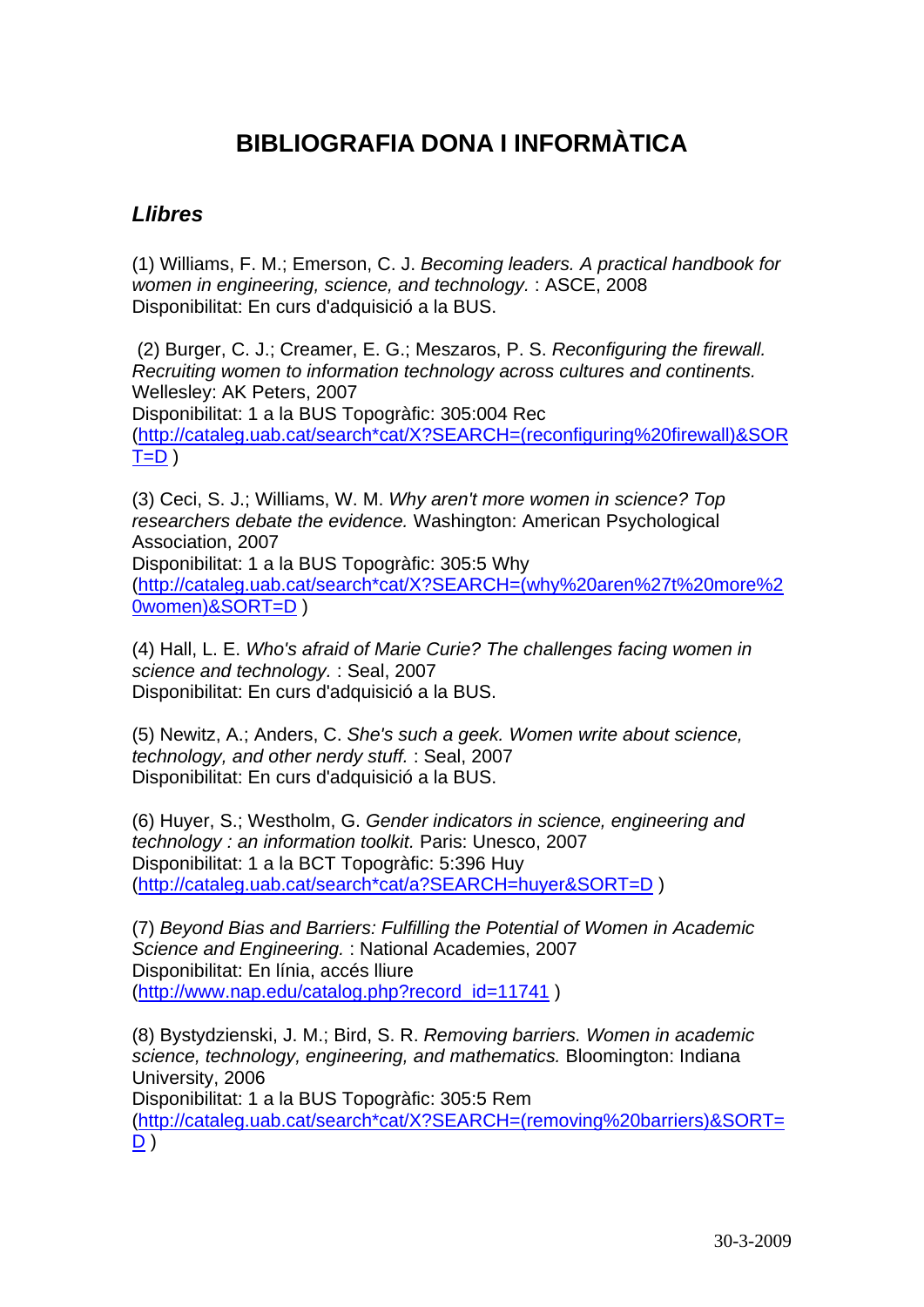# BIBLIOGRAFIA DONA I INFORMÀTICA

## *Llibres*

(1) Williams, F. M.; Emerson, C. J. *Becoming leaders. A practical handbook for women in engineering, science, and technology.* : ASCE, 2008
Disponibilitat: En curs d'adquisició a la BUS.

(2) Burger, C. J.; Creamer, E. G.; Meszaros, P. S. *Reconfiguring the firewall. Recruiting women to information technology across cultures and continents.* Wellesley: AK Peters, 2007
Disponibilitat: 1 a la BUS Topogràfic: 305:004 Rec
(http://cataleg.uab.cat/search*cat/X?SEARCH=(reconfiguring%20firewall)&SORT=D )

(3) Ceci, S. J.; Williams, W. M. *Why aren't more women in science? Top researchers debate the evidence.* Washington: American Psychological Association, 2007
Disponibilitat: 1 a la BUS Topogràfic: 305:5 Why
(http://cataleg.uab.cat/search*cat/X?SEARCH=(why%20aren%27t%20more%20women)&SORT=D )

(4) Hall, L. E. *Who's afraid of Marie Curie? The challenges facing women in science and technology.* : Seal, 2007
Disponibilitat: En curs d'adquisició a la BUS.

(5) Newitz, A.; Anders, C. *She's such a geek. Women write about science, technology, and other nerdy stuff.* : Seal, 2007
Disponibilitat: En curs d'adquisició a la BUS.

(6) Huyer, S.; Westholm, G. *Gender indicators in science, engineering and technology : an information toolkit.* Paris: Unesco, 2007
Disponibilitat: 1 a la BCT Topogràfic: 5:396 Huy
(http://cataleg.uab.cat/search*cat/a?SEARCH=huyer&SORT=D )

(7) *Beyond Bias and Barriers: Fulfilling the Potential of Women in Academic Science and Engineering.* : National Academies, 2007
Disponibilitat: En línia, accés lliure
(http://www.nap.edu/catalog.php?record_id=11741 )

(8) Bystydzienski, J. M.; Bird, S. R. *Removing barriers. Women in academic science, technology, engineering, and mathematics.* Bloomington: Indiana University, 2006
Disponibilitat: 1 a la BUS Topogràfic: 305:5 Rem
(http://cataleg.uab.cat/search*cat/X?SEARCH=(removing%20barriers)&SORT=D )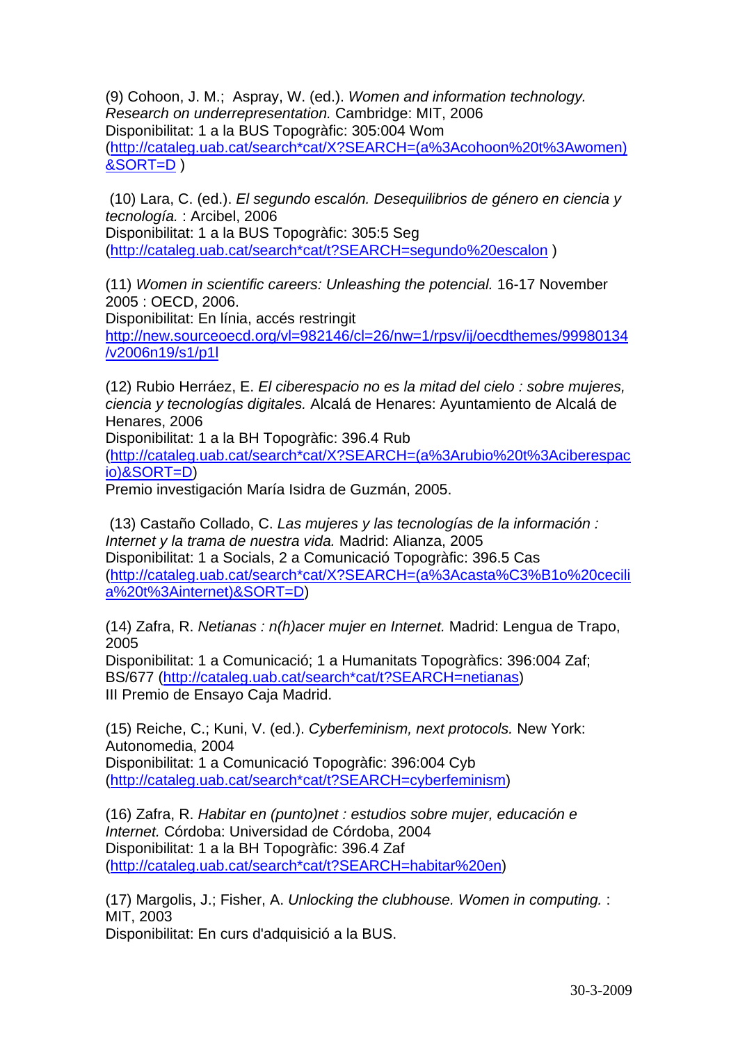(9) Cohoon, J. M.; Aspray, W. (ed.). *Women and information technology. Research on underrepresentation.* Cambridge: MIT, 2006
Disponibilitat: 1 a la BUS Topogràfic: 305:004 Wom
(http://cataleg.uab.cat/search*cat/X?SEARCH=(a%3Acohoon%20t%3Awomen)&SORT=D )

(10) Lara, C. (ed.). *El segundo escalón. Desequilibrios de género en ciencia y tecnología.* : Arcibel, 2006
Disponibilitat: 1 a la BUS Topogràfic: 305:5 Seg
(http://cataleg.uab.cat/search*cat/t?SEARCH=segundo%20escalon )

(11) *Women in scientific careers: Unleashing the potencial.* 16-17 November 2005 : OECD, 2006.
Disponibilitat: En línia, accés restringit
http://new.sourceoecd.org/vl=982146/cl=26/nw=1/rpsv/ij/oecdthemes/99980134/v2006n19/s1/p1l

(12) Rubio Herráez, E. *El ciberespacio no es la mitad del cielo : sobre mujeres, ciencia y tecnologías digitales.* Alcalá de Henares: Ayuntamiento de Alcalá de Henares, 2006
Disponibilitat: 1 a la BH Topogràfic: 396.4 Rub
(http://cataleg.uab.cat/search*cat/X?SEARCH=(a%3Arubio%20t%3Aciberespacio)&SORT=D)
Premio investigación María Isidra de Guzmán, 2005.

(13) Castaño Collado, C. *Las mujeres y las tecnologías de la información : Internet y la trama de nuestra vida.* Madrid: Alianza, 2005
Disponibilitat: 1 a Socials, 2 a Comunicació Topogràfic: 396.5 Cas
(http://cataleg.uab.cat/search*cat/X?SEARCH=(a%3Acasta%C3%B1o%20cecilia%20t%3Ainternet)&SORT=D)

(14) Zafra, R. *Netianas : n(h)acer mujer en Internet.* Madrid: Lengua de Trapo, 2005
Disponibilitat: 1 a Comunicació; 1 a Humanitats Topogràfics: 396:004 Zaf; BS/677 (http://cataleg.uab.cat/search*cat/t?SEARCH=netianas)
III Premio de Ensayo Caja Madrid.

(15) Reiche, C.; Kuni, V. (ed.). *Cyberfeminism, next protocols.* New York: Autonomedia, 2004
Disponibilitat: 1 a Comunicació Topogràfic: 396:004 Cyb
(http://cataleg.uab.cat/search*cat/t?SEARCH=cyberfeminism)

(16) Zafra, R. *Habitar en (punto)net : estudios sobre mujer, educación e Internet.* Córdoba: Universidad de Córdoba, 2004
Disponibilitat: 1 a la BH Topogràfic: 396.4 Zaf
(http://cataleg.uab.cat/search*cat/t?SEARCH=habitar%20en)

(17) Margolis, J.; Fisher, A. *Unlocking the clubhouse. Women in computing.* : MIT, 2003
Disponibilitat: En curs d'adquisició a la BUS.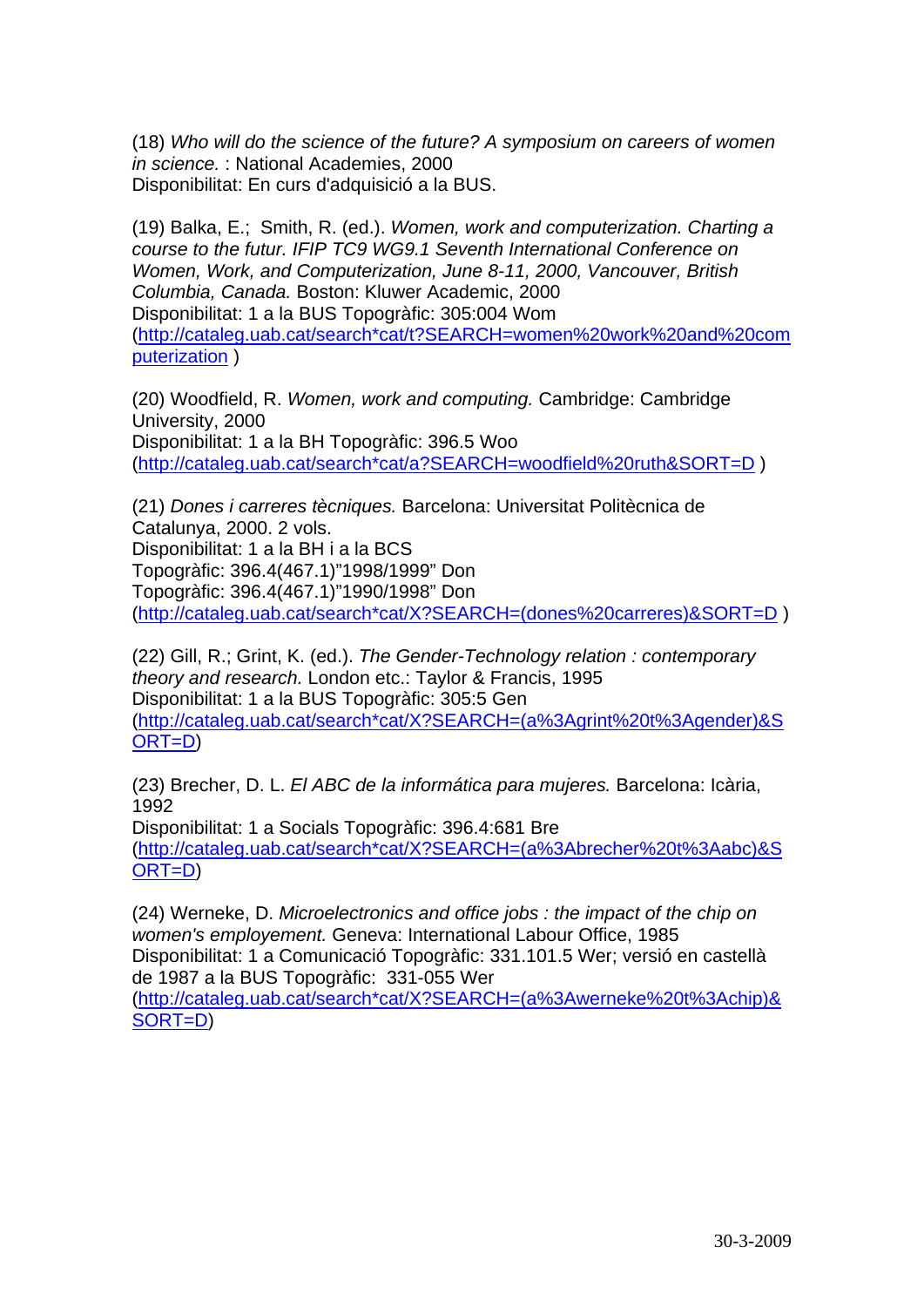(18) *Who will do the science of the future? A symposium on careers of women in science.* : National Academies, 2000
Disponibilitat: En curs d'adquisició a la BUS.

(19) Balka, E.;  Smith, R. (ed.). *Women, work and computerization. Charting a course to the futur. IFIP TC9 WG9.1 Seventh International Conference on Women, Work, and Computerization, June 8-11, 2000, Vancouver, British Columbia, Canada.* Boston: Kluwer Academic, 2000
Disponibilitat: 1 a la BUS Topogràfic: 305:004 Wom
([http://cataleg.uab.cat/search*cat/t?SEARCH=women%20work%20and%20computerization](http://cataleg.uab.cat/search*cat/t?SEARCH=women%20work%20and%20computerization) )

(20) Woodfield, R. *Women, work and computing.* Cambridge: Cambridge University, 2000
Disponibilitat: 1 a la BH Topogràfic: 396.5 Woo
([http://cataleg.uab.cat/search*cat/a?SEARCH=woodfield%20ruth&SORT=D](http://cataleg.uab.cat/search*cat/a?SEARCH=woodfield%20ruth&SORT=D) )

(21) *Dones i carreres tècniques.* Barcelona: Universitat Politècnica de Catalunya, 2000. 2 vols.
Disponibilitat: 1 a la BH i a la BCS
Topogràfic: 396.4(467.1)"1998/1999" Don
Topogràfic: 396.4(467.1)"1990/1998" Don
([http://cataleg.uab.cat/search*cat/X?SEARCH=(dones%20carreres)&SORT=D](http://cataleg.uab.cat/search*cat/X?SEARCH=(dones%20carreres)&SORT=D) )

(22) Gill, R.; Grint, K. (ed.). *The Gender-Technology relation : contemporary theory and research.* London etc.: Taylor & Francis, 1995
Disponibilitat: 1 a la BUS Topogràfic: 305:5 Gen
([http://cataleg.uab.cat/search*cat/X?SEARCH=(a%3Agrint%20t%3Agender)&SORT=D](http://cataleg.uab.cat/search*cat/X?SEARCH=(a%3Agrint%20t%3Agender)&SORT=D))

(23) Brecher, D. L. *El ABC de la informática para mujeres.* Barcelona: Icària, 1992
Disponibilitat: 1 a Socials Topogràfic: 396.4:681 Bre
([http://cataleg.uab.cat/search*cat/X?SEARCH=(a%3Abrecher%20t%3Aabc)&SORT=D](http://cataleg.uab.cat/search*cat/X?SEARCH=(a%3Abrecher%20t%3Aabc)&SORT=D))

(24) Werneke, D. *Microelectronics and office jobs : the impact of the chip on women's employement.* Geneva: International Labour Office, 1985
Disponibilitat: 1 a Comunicació Topogràfic: 331.101.5 Wer; versió en castellà de 1987 a la BUS Topogràfic:  331-055 Wer
([http://cataleg.uab.cat/search*cat/X?SEARCH=(a%3Awerneke%20t%3Achip)&SORT=D](http://cataleg.uab.cat/search*cat/X?SEARCH=(a%3Awerneke%20t%3Achip)&SORT=D))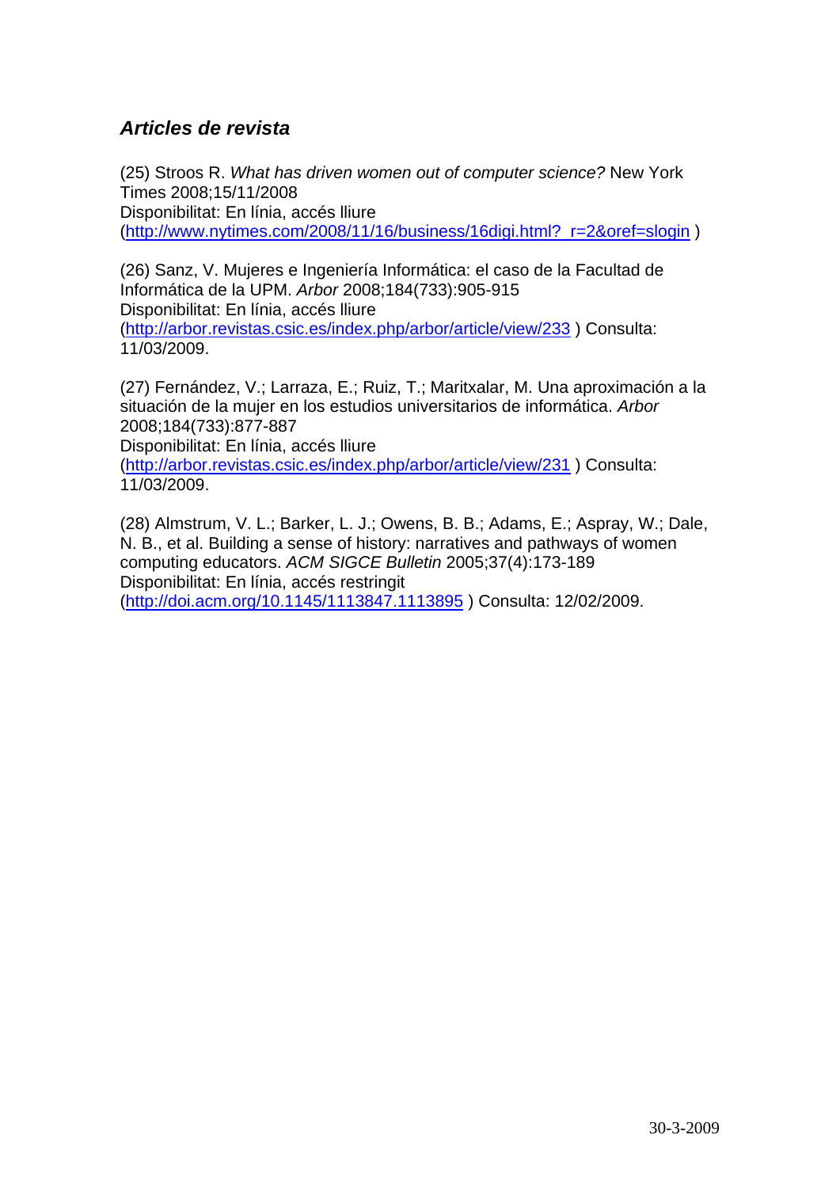### *Articles de revista*

(25) Stroos R. *What has driven women out of computer science?* New York Times 2008;15/11/2008
Disponibilitat: En línia, accés lliure
(http://www.nytimes.com/2008/11/16/business/16digi.html?_r=2&oref=slogin )

(26) Sanz, V. Mujeres e Ingeniería Informática: el caso de la Facultad de Informática de la UPM. *Arbor* 2008;184(733):905-915
Disponibilitat: En línia, accés lliure
(http://arbor.revistas.csic.es/index.php/arbor/article/view/233 ) Consulta: 11/03/2009.

(27) Fernández, V.; Larraza, E.; Ruiz, T.; Maritxalar, M. Una aproximación a la situación de la mujer en los estudios universitarios de informática. *Arbor* 2008;184(733):877-887
Disponibilitat: En línia, accés lliure
(http://arbor.revistas.csic.es/index.php/arbor/article/view/231 ) Consulta: 11/03/2009.

(28) Almstrum, V. L.; Barker, L. J.; Owens, B. B.; Adams, E.; Aspray, W.; Dale, N. B., et al. Building a sense of history: narratives and pathways of women computing educators. *ACM SIGCE Bulletin* 2005;37(4):173-189
Disponibilitat: En línia, accés restringit
(http://doi.acm.org/10.1145/1113847.1113895 ) Consulta: 12/02/2009.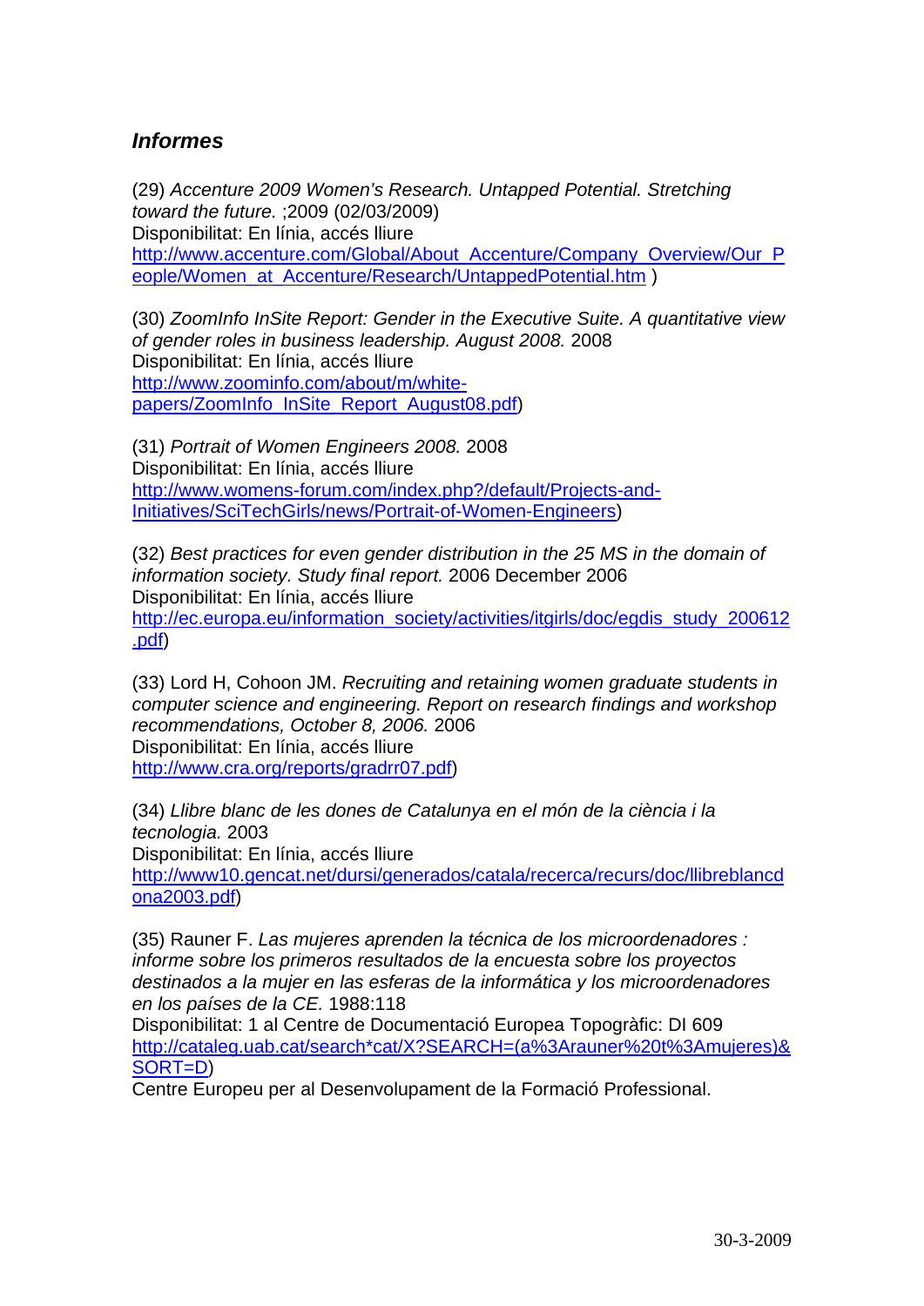### *Informes*

(29) *Accenture 2009 Women's Research. Untapped Potential. Stretching toward the future.* ;2009 (02/03/2009)
Disponibilitat: En línia, accés lliure
http://www.accenture.com/Global/About_Accenture/Company_Overview/Our_People/Women_at_Accenture/Research/UntappedPotential.htm )

(30) *ZoomInfo InSite Report: Gender in the Executive Suite. A quantitative view of gender roles in business leadership. August 2008.* 2008
Disponibilitat: En línia, accés lliure
http://www.zoominfo.com/about/m/white-papers/ZoomInfo_InSite_Report_August08.pdf)

(31) *Portrait of Women Engineers 2008.* 2008
Disponibilitat: En línia, accés lliure
http://www.womens-forum.com/index.php?/default/Projects-and-Initiatives/SciTechGirls/news/Portrait-of-Women-Engineers)

(32) *Best practices for even gender distribution in the 25 MS in the domain of information society. Study final report.* 2006 December 2006
Disponibilitat: En línia, accés lliure
http://ec.europa.eu/information_society/activities/itgirls/doc/egdis_study_200612.pdf)

(33) Lord H, Cohoon JM. *Recruiting and retaining women graduate students in computer science and engineering. Report on research findings and workshop recommendations, October 8, 2006.* 2006
Disponibilitat: En línia, accés lliure
http://www.cra.org/reports/gradrr07.pdf)

(34) *Llibre blanc de les dones de Catalunya en el món de la ciència i la tecnologia.* 2003
Disponibilitat: En línia, accés lliure
http://www10.gencat.net/dursi/generados/catala/recerca/recurs/doc/llibreblancdona2003.pdf)

(35) Rauner F. *Las mujeres aprenden la técnica de los microordenadores : informe sobre los primeros resultados de la encuesta sobre los proyectos destinados a la mujer en las esferas de la informática y los microordenadores en los países de la CE.* 1988:118
Disponibilitat: 1 al Centre de Documentació Europea Topogràfic: DI 609
http://cataleg.uab.cat/search*cat/X?SEARCH=(a%3Arauner%20t%3Amujeres)&SORT=D)
Centre Europeu per al Desenvolupament de la Formació Professional.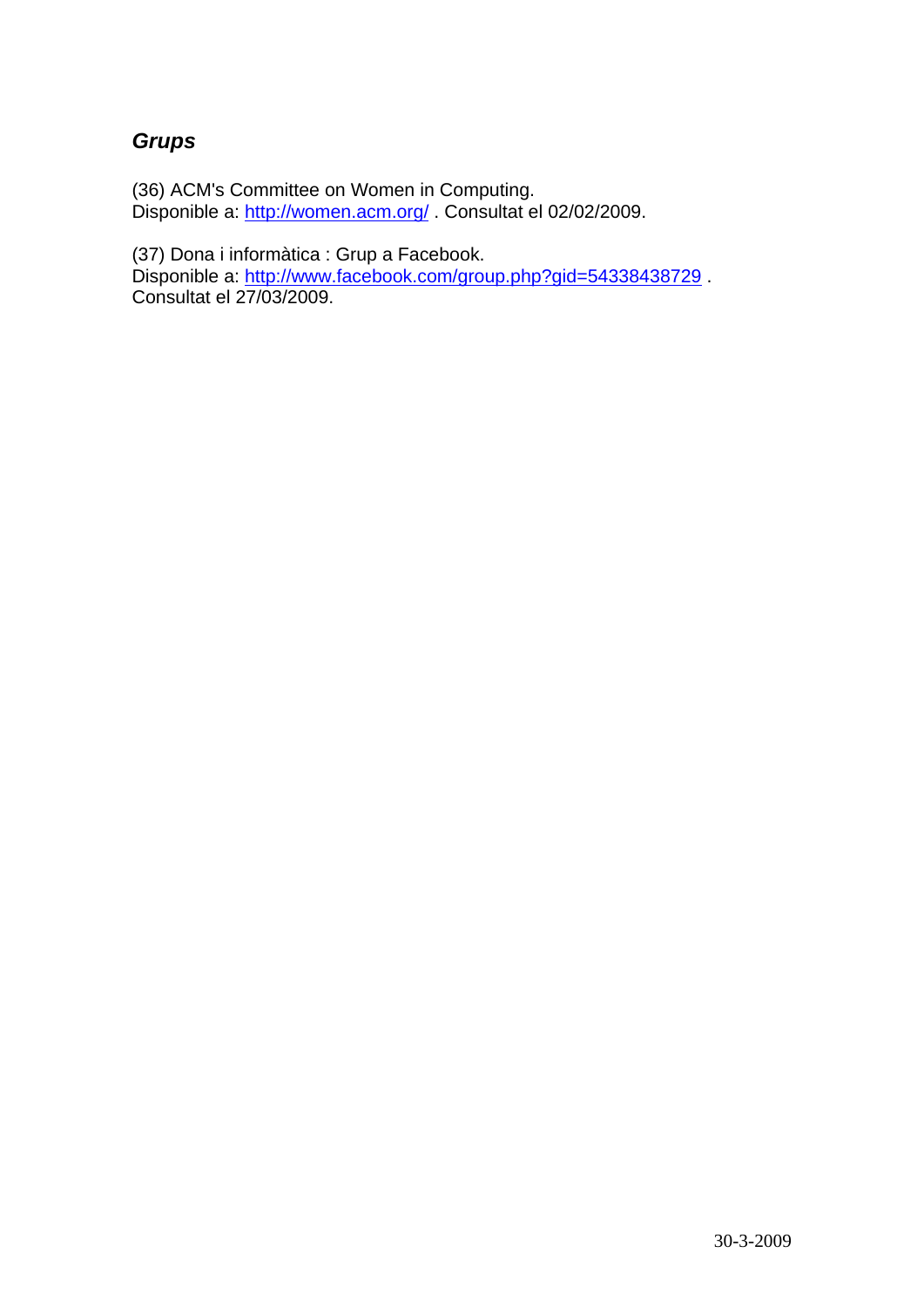### *Grups*

(36) ACM's Committee on Women in Computing.
Disponible a: http://women.acm.org/ . Consultat el 02/02/2009.

(37) Dona i informàtica : Grup a Facebook.
Disponible a: http://www.facebook.com/group.php?gid=54338438729 .
Consultat el 27/03/2009.